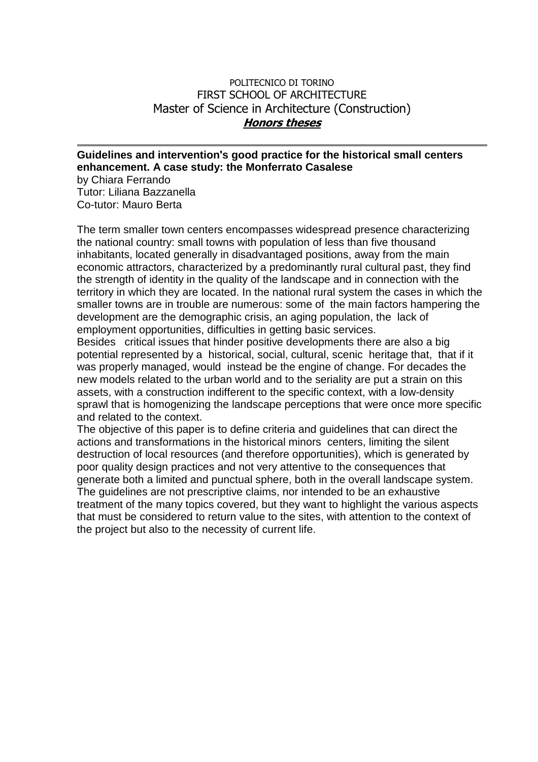POLITECNICO DI TORINO
FIRST SCHOOL OF ARCHITECTURE
Master of Science in Architecture (Construction)
***Honors theses***

---

**Guidelines and intervention's good practice for the historical small centers enhancement. A case study: the Monferrato Casalese**

by Chiara Ferrando
Tutor: Liliana Bazzanella
Co-tutor: Mauro Berta

The term smaller town centers encompasses widespread presence characterizing the national country: small towns with population of less than five thousand inhabitants, located generally in disadvantaged positions, away from the main economic attractors, characterized by a predominantly rural cultural past, they find the strength of identity in the quality of the landscape and in connection with the territory in which they are located. In the national rural system the cases in which the smaller towns are in trouble are numerous: some of the main factors hampering the development are the demographic crisis, an aging population, the lack of employment opportunities, difficulties in getting basic services.

Besides critical issues that hinder positive developments there are also a big potential represented by a historical, social, cultural, scenic heritage that, that if it was properly managed, would instead be the engine of change. For decades the new models related to the urban world and to the seriality are put a strain on this assets, with a construction indifferent to the specific context, with a low-density sprawl that is homogenizing the landscape perceptions that were once more specific and related to the context.

The objective of this paper is to define criteria and guidelines that can direct the actions and transformations in the historical minors centers, limiting the silent destruction of local resources (and therefore opportunities), which is generated by poor quality design practices and not very attentive to the consequences that generate both a limited and punctual sphere, both in the overall landscape system. The guidelines are not prescriptive claims, nor intended to be an exhaustive treatment of the many topics covered, but they want to highlight the various aspects that must be considered to return value to the sites, with attention to the context of the project but also to the necessity of current life.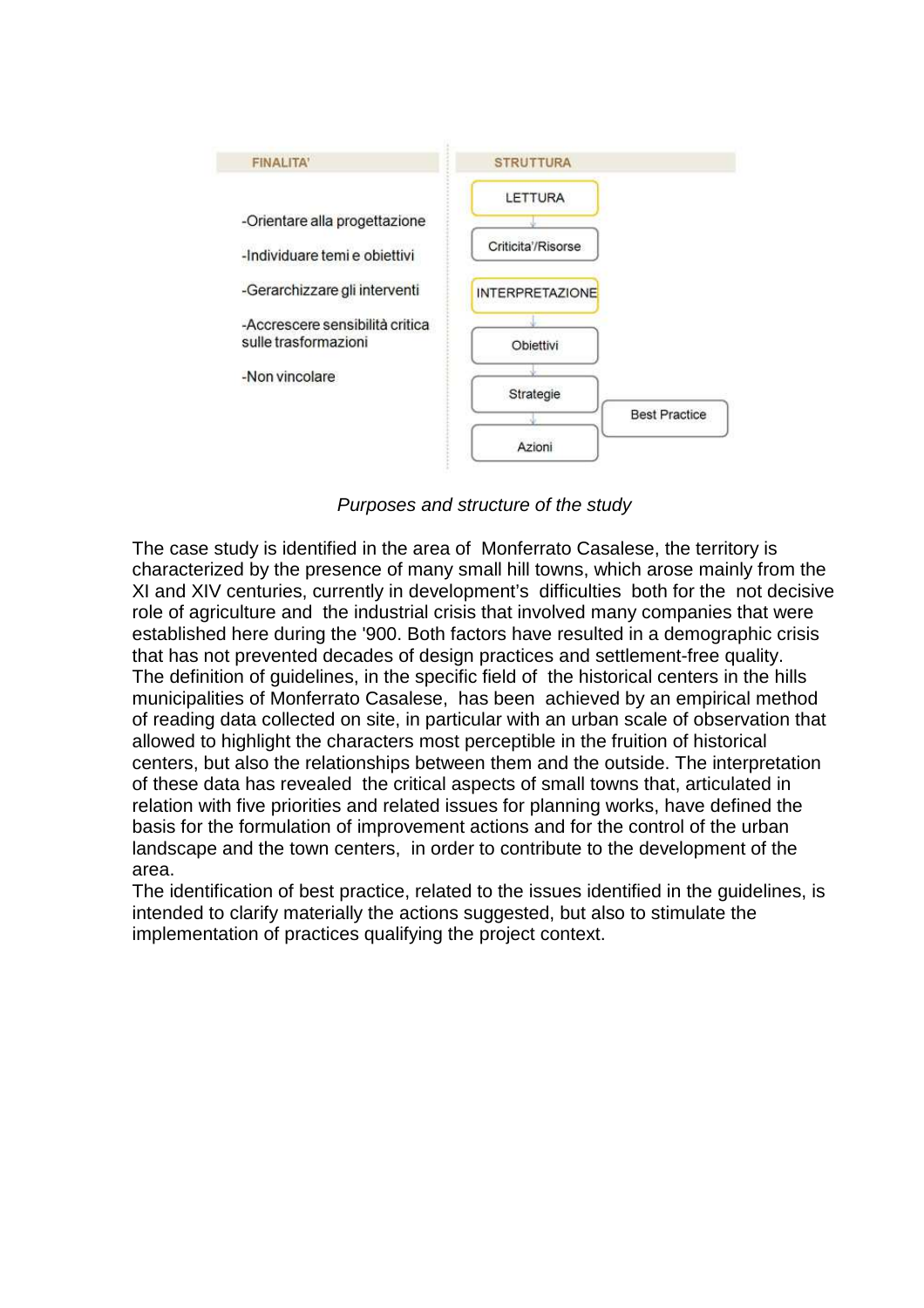FINALITA'

-Orientare alla progettazione

-Individuare temi e obiettivi

-Gerarchizzare gli interventi

-Accrescere sensibilità critica sulle trasformazioni

-Non vincolare

STRUTTURA

LETTURA

Criticita'/Risorse

INTERPRETAZIONE

Obiettivi

Strategie

Azioni

Best Practice

*Purposes and structure of the study*

The case study is identified in the area of Monferrato Casalese, the territory is characterized by the presence of many small hill towns, which arose mainly from the XI and XIV centuries, currently in development's difficulties both for the not decisive role of agriculture and the industrial crisis that involved many companies that were established here during the '900. Both factors have resulted in a demographic crisis that has not prevented decades of design practices and settlement-free quality.
The definition of guidelines, in the specific field of the historical centers in the hills municipalities of Monferrato Casalese, has been achieved by an empirical method of reading data collected on site, in particular with an urban scale of observation that allowed to highlight the characters most perceptible in the fruition of historical centers, but also the relationships between them and the outside. The interpretation of these data has revealed the critical aspects of small towns that, articulated in relation with five priorities and related issues for planning works, have defined the basis for the formulation of improvement actions and for the control of the urban landscape and the town centers, in order to contribute to the development of the area.
The identification of best practice, related to the issues identified in the guidelines, is intended to clarify materially the actions suggested, but also to stimulate the implementation of practices qualifying the project context.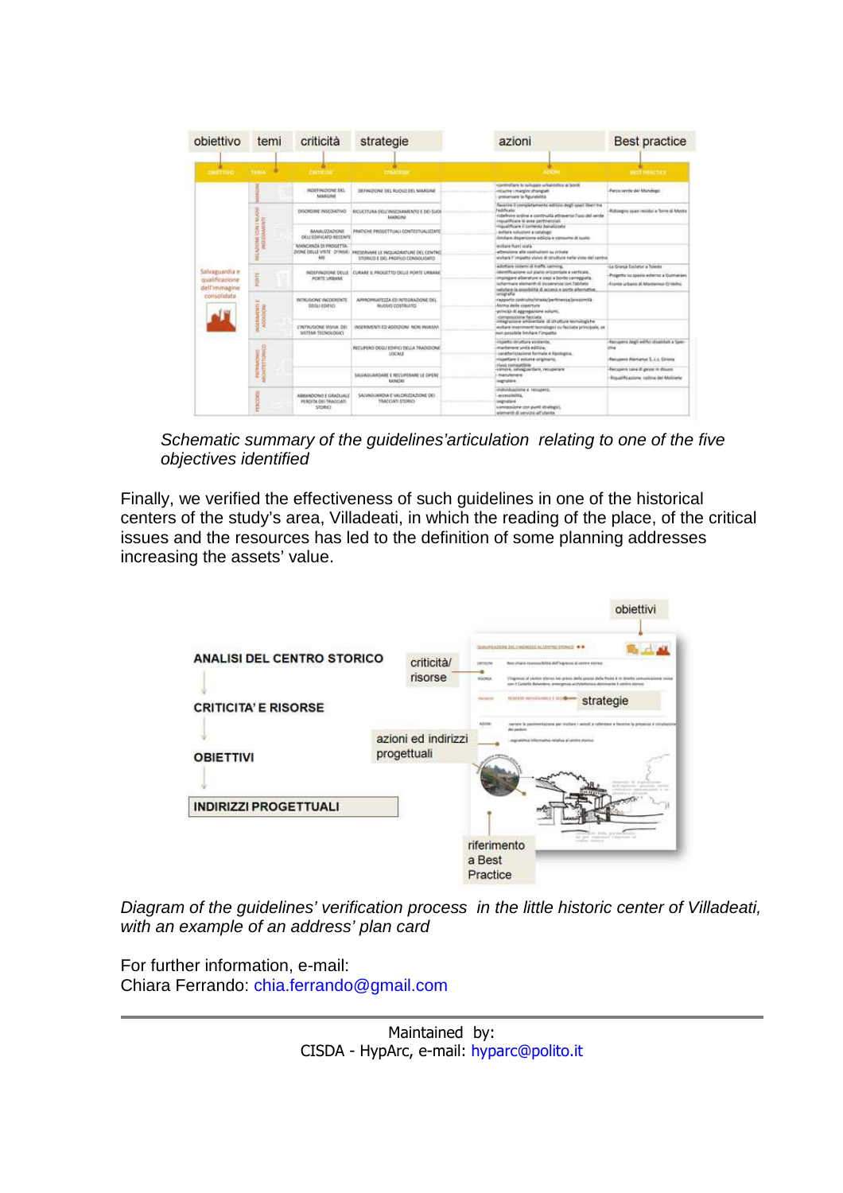obiettivo | temi | criticità | strategie | azioni | Best practice

*Schematic summary of the guidelines'articulation relating to one of the five objectives identified*

Finally, we verified the effectiveness of such guidelines in one of the historical centers of the study's area, Villadeati, in which the reading of the place, of the critical issues and the resources has led to the definition of some planning addresses increasing the assets' value.

ANALISI DEL CENTRO STORICO
CRITICITA' E RISORSE
OBIETTIVI
INDIRIZZI PROGETTUALI
obiettivi
criticità/ risorse
strategie
azioni ed indirizzi progettuali
riferimento a Best Practice

*Diagram of the guidelines' verification process in the little historic center of Villadeati, with an example of an address' plan card*

For further information, e-mail:
Chiara Ferrando: chia.ferrando@gmail.com

---

Maintained by:
CISDA - HypArc, e-mail: hyparc@polito.it